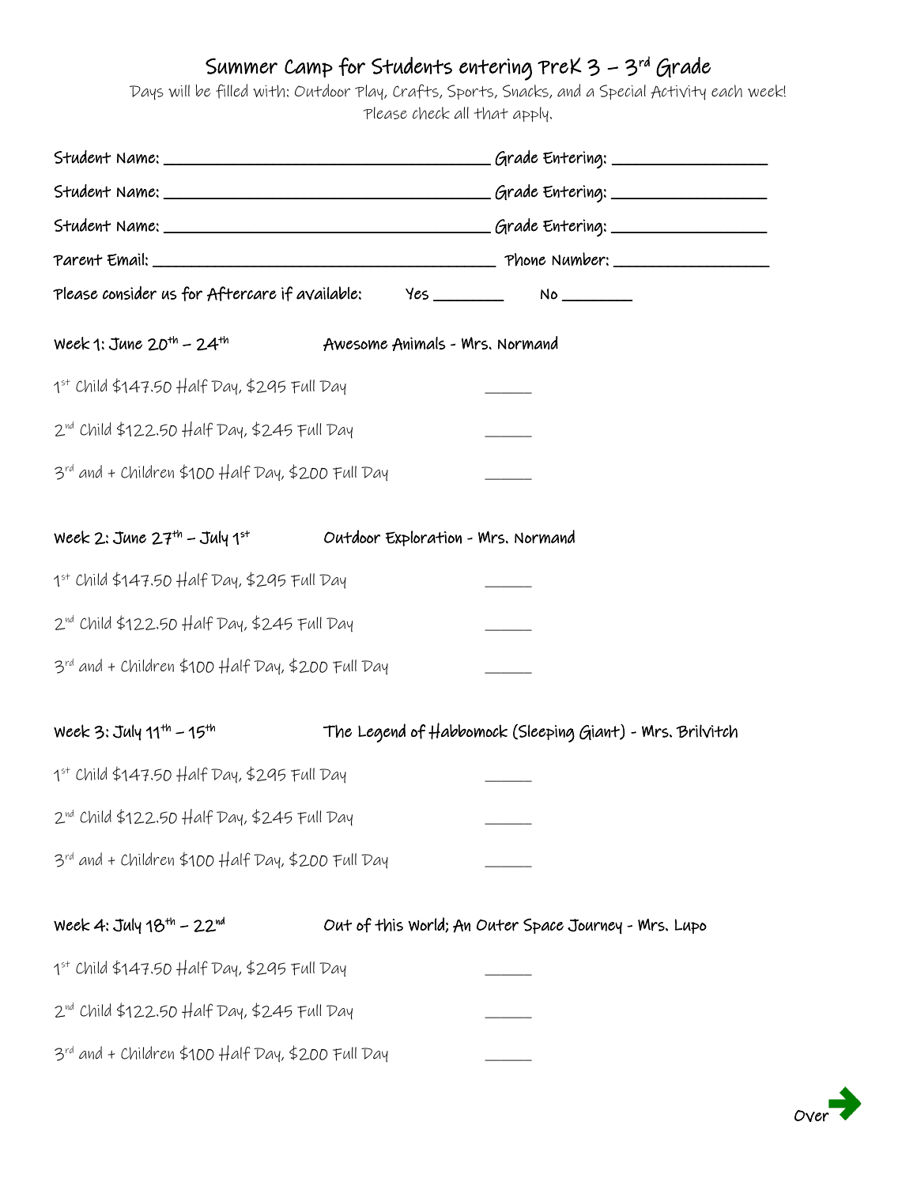# Summer Camp for Students entering PreK 3 – 3rd Grade

Days will be filled with: Outdoor Play, Crafts, Sports, Snacks, and a Special Activity each week!
Please check all that apply.

Student Name: ______________________________ Grade Entering: ______________

Student Name: ______________________________ Grade Entering: ______________

Student Name: ______________________________ Grade Entering: ______________

Parent Email: ______________________________ Phone Number: ______________

Please consider us for Aftercare if available: Yes ________ No ________

**Week 1: June 20th – 24th** **Awesome Animals - Mrs. Normand**

1st Child $147.50 Half Day, $295 Full Day ______

2nd Child $122.50 Half Day, $245 Full Day ______

3rd and + Children $100 Half Day, $200 Full Day ______

**Week 2: June 27th – July 1st** **Outdoor Exploration - Mrs. Normand**

1st Child $147.50 Half Day, $295 Full Day ______

2nd Child $122.50 Half Day, $245 Full Day ______

3rd and + Children $100 Half Day, $200 Full Day ______

**Week 3: July 11th – 15th** **The Legend of Habbomock (Sleeping Giant) - Mrs. Brilvitch**

1st Child $147.50 Half Day, $295 Full Day ______

2nd Child $122.50 Half Day, $245 Full Day ______

3rd and + Children $100 Half Day, $200 Full Day ______

**Week 4: July 18th – 22nd** **Out of this World; An Outer Space Journey - Mrs. Lupo**

1st Child $147.50 Half Day, $295 Full Day ______

2nd Child $122.50 Half Day, $245 Full Day ______

3rd and + Children $100 Half Day, $200 Full Day ______

Over →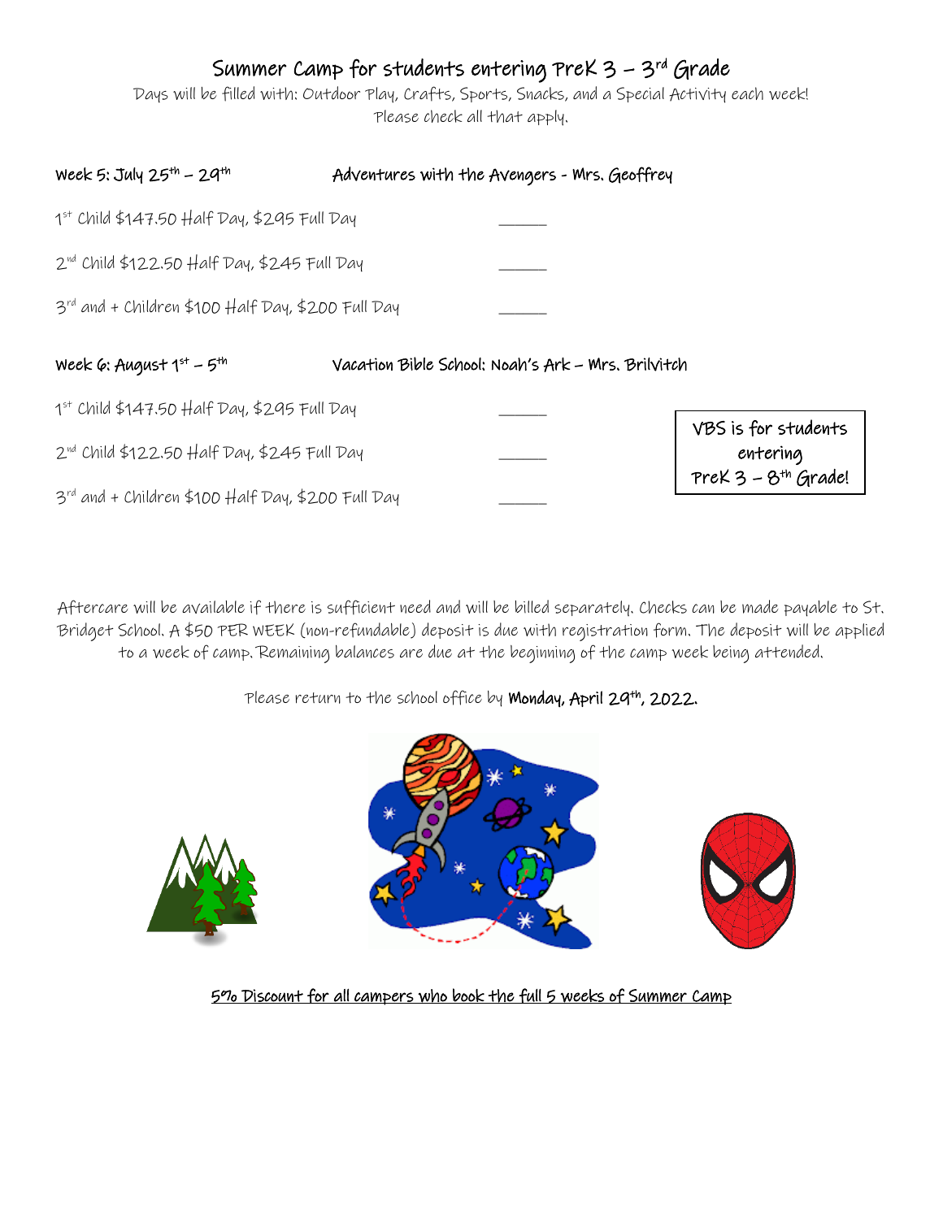# Summer Camp for students entering PreK 3 – 3rd Grade

Days will be filled with: Outdoor Play, Crafts, Sports, Snacks, and a Special Activity each week!
Please check all that apply.

**Week 5: July 25th – 29th** **Adventures with the Avengers - Mrs. Geoffrey**

1st Child $147.50 Half Day, $295 Full Day _____

2nd Child $122.50 Half Day, $245 Full Day _____

3rd and + Children $100 Half Day, $200 Full Day _____

**Week 6: August 1st – 5th** **Vacation Bible School: Noah's Ark – Mrs. Brilvitch**

1st Child $147.50 Half Day, $295 Full Day _____

2nd Child $122.50 Half Day, $245 Full Day _____

3rd and + Children $100 Half Day, $200 Full Day _____

VBS is for students entering PreK 3 – 8th Grade!

Aftercare will be available if there is sufficient need and will be billed separately. Checks can be made payable to St. Bridget School. A $50 PER WEEK (non-refundable) deposit is due with registration form. The deposit will be applied to a week of camp. Remaining balances are due at the beginning of the camp week being attended.

Please return to the school office by **Monday, April 29th, 2022.**

5% Discount for all campers who book the full 5 weeks of Summer Camp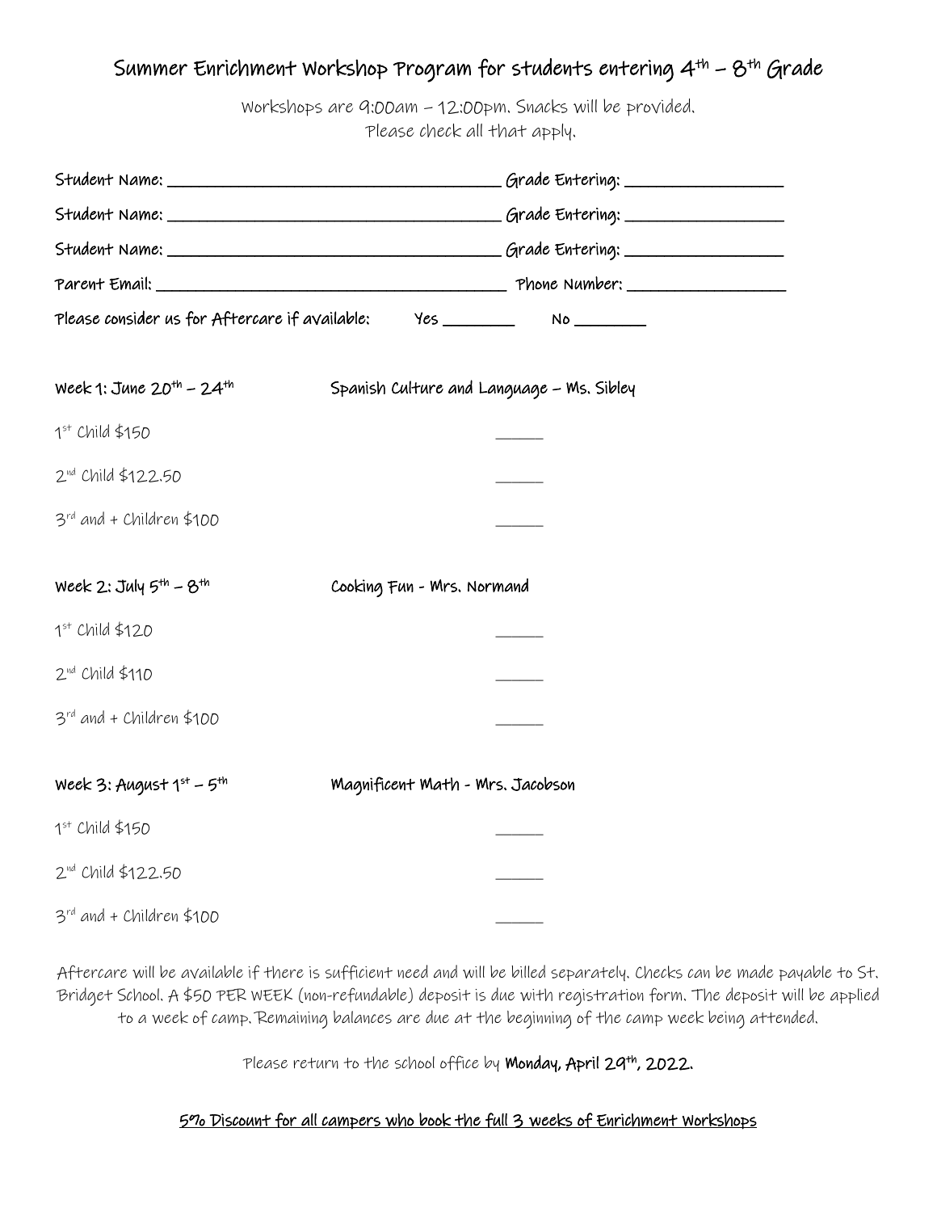# Summer Enrichment Workshop Program for students entering 4th – 8th Grade

Workshops are 9:00am – 12:00pm. Snacks will be provided.
Please check all that apply.

Student Name: ______________________________________ Grade Entering: _________________

Student Name: ______________________________________ Grade Entering: _________________

Student Name: ______________________________________ Grade Entering: _________________

Parent Email: _______________________________________ Phone Number: _________________

Please consider us for Aftercare if available: Yes ________ No ________

**Week 1: June 20th – 24th** — **Spanish Culture and Language – Ms. Sibley**

1st Child $150 ______

2nd Child $122.50 ______

3rd and + Children $100 ______

**Week 2: July 5th – 8th** — **Cooking Fun - Mrs. Normand**

1st Child $120 ______

2nd Child $110 ______

3rd and + Children $100 ______

**Week 3: August 1st – 5th** — **Magnificent Math - Mrs. Jacobson**

1st Child $150 ______

2nd Child $122.50 ______

3rd and + Children $100 ______

Aftercare will be available if there is sufficient need and will be billed separately. Checks can be made payable to St. Bridget School. A $50 PER WEEK (non-refundable) deposit is due with registration form. The deposit will be applied to a week of camp. Remaining balances are due at the beginning of the camp week being attended.

Please return to the school office by **Monday, April 29th, 2022.**

<u>5% Discount for all campers who book the full 3 weeks of Enrichment Workshops</u>